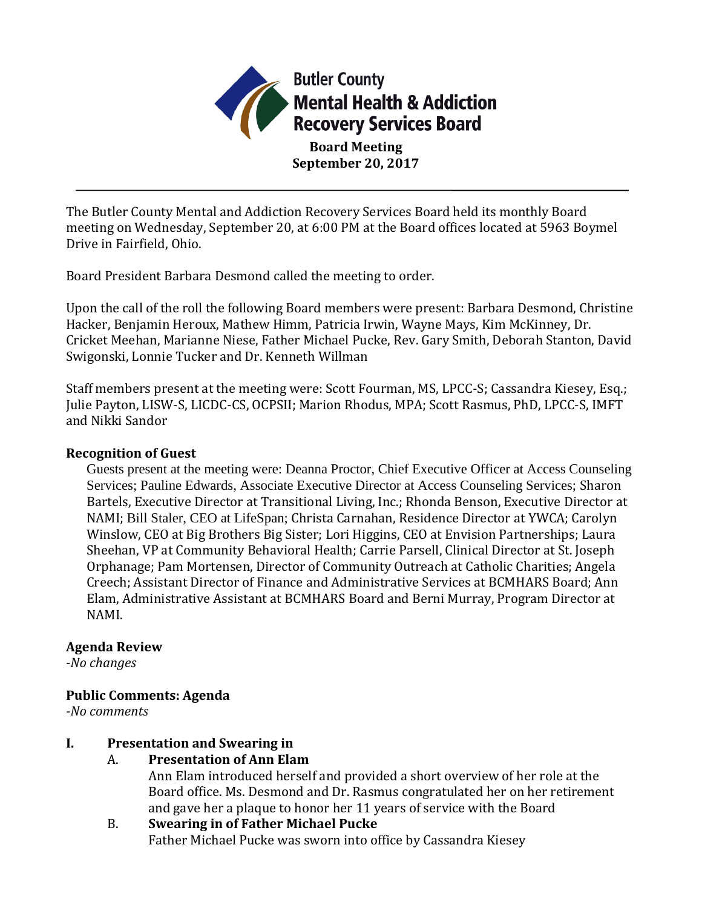# Butler County Mental Health & Addiction Recovery Services Board

**Board Meeting**
**September 20, 2017**

---

The Butler County Mental and Addiction Recovery Services Board held its monthly Board meeting on Wednesday, September 20, at 6:00 PM at the Board offices located at 5963 Boymel Drive in Fairfield, Ohio.

Board President Barbara Desmond called the meeting to order.

Upon the call of the roll the following Board members were present: Barbara Desmond, Christine Hacker, Benjamin Heroux, Mathew Himm, Patricia Irwin, Wayne Mays, Kim McKinney, Dr. Cricket Meehan, Marianne Niese, Father Michael Pucke, Rev. Gary Smith, Deborah Stanton, David Swigonski, Lonnie Tucker and Dr. Kenneth Willman

Staff members present at the meeting were: Scott Fourman, MS, LPCC-S; Cassandra Kiesey, Esq.; Julie Payton, LISW-S, LICDC-CS, OCPSII; Marion Rhodus, MPA; Scott Rasmus, PhD, LPCC-S, IMFT and Nikki Sandor

**Recognition of Guest**

Guests present at the meeting were: Deanna Proctor, Chief Executive Officer at Access Counseling Services; Pauline Edwards, Associate Executive Director at Access Counseling Services; Sharon Bartels, Executive Director at Transitional Living, Inc.; Rhonda Benson, Executive Director at NAMI; Bill Staler, CEO at LifeSpan; Christa Carnahan, Residence Director at YWCA; Carolyn Winslow, CEO at Big Brothers Big Sister; Lori Higgins, CEO at Envision Partnerships; Laura Sheehan, VP at Community Behavioral Health; Carrie Parsell, Clinical Director at St. Joseph Orphanage; Pam Mortensen, Director of Community Outreach at Catholic Charities; Angela Creech; Assistant Director of Finance and Administrative Services at BCMHARS Board; Ann Elam, Administrative Assistant at BCMHARS Board and Berni Murray, Program Director at NAMI.

**Agenda Review**

*-No changes*

**Public Comments: Agenda**

*-No comments*

**I. Presentation and Swearing in**

A. **Presentation of Ann Elam**

Ann Elam introduced herself and provided a short overview of her role at the Board office. Ms. Desmond and Dr. Rasmus congratulated her on her retirement and gave her a plaque to honor her 11 years of service with the Board

B. **Swearing in of Father Michael Pucke**

Father Michael Pucke was sworn into office by Cassandra Kiesey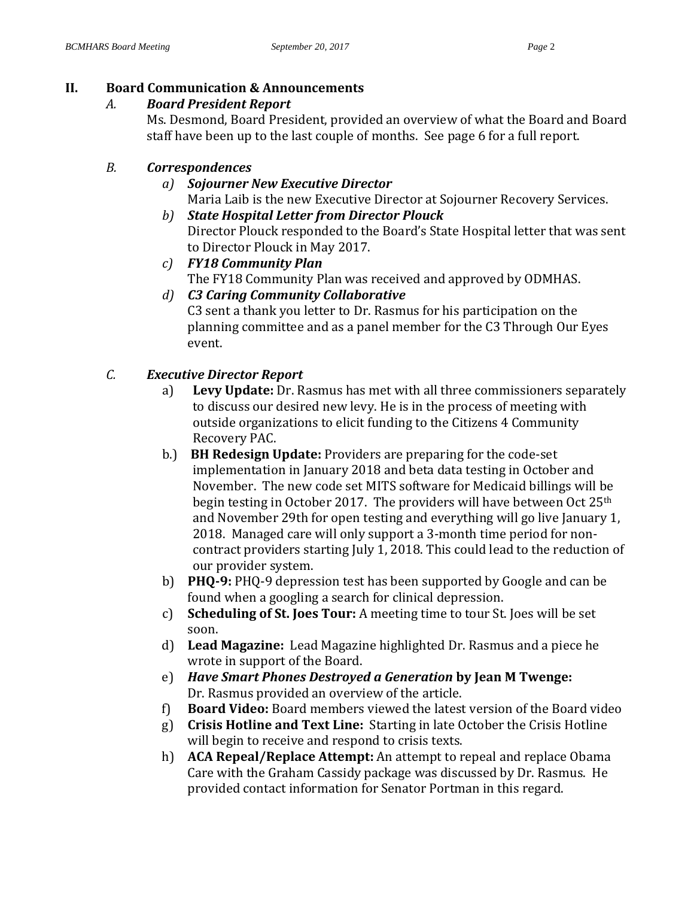## II. Board Communication & Announcements

### *A. Board President Report*

Ms. Desmond, Board President, provided an overview of what the Board and Board staff have been up to the last couple of months. See page 6 for a full report.

### *B. Correspondences*

a) ***Sojourner New Executive Director***
Maria Laib is the new Executive Director at Sojourner Recovery Services.

b) ***State Hospital Letter from Director Plouck***
Director Plouck responded to the Board's State Hospital letter that was sent to Director Plouck in May 2017.

c) ***FY18 Community Plan***
The FY18 Community Plan was received and approved by ODMHAS.

d) ***C3 Caring Community Collaborative***
C3 sent a thank you letter to Dr. Rasmus for his participation on the planning committee and as a panel member for the C3 Through Our Eyes event.

### *C. Executive Director Report*

a) **Levy Update:** Dr. Rasmus has met with all three commissioners separately to discuss our desired new levy. He is in the process of meeting with outside organizations to elicit funding to the Citizens 4 Community Recovery PAC.

b.) **BH Redesign Update:** Providers are preparing for the code-set implementation in January 2018 and beta data testing in October and November. The new code set MITS software for Medicaid billings will be begin testing in October 2017. The providers will have between Oct 25th and November 29th for open testing and everything will go live January 1, 2018. Managed care will only support a 3-month time period for non-contract providers starting July 1, 2018. This could lead to the reduction of our provider system.

b) **PHQ-9:** PHQ-9 depression test has been supported by Google and can be found when a googling a search for clinical depression.

c) **Scheduling of St. Joes Tour:** A meeting time to tour St. Joes will be set soon.

d) **Lead Magazine:** Lead Magazine highlighted Dr. Rasmus and a piece he wrote in support of the Board.

e) ***Have Smart Phones Destroyed a Generation* by Jean M Twenge:** Dr. Rasmus provided an overview of the article.

f) **Board Video:** Board members viewed the latest version of the Board video

g) **Crisis Hotline and Text Line:** Starting in late October the Crisis Hotline will begin to receive and respond to crisis texts.

h) **ACA Repeal/Replace Attempt:** An attempt to repeal and replace Obama Care with the Graham Cassidy package was discussed by Dr. Rasmus. He provided contact information for Senator Portman in this regard.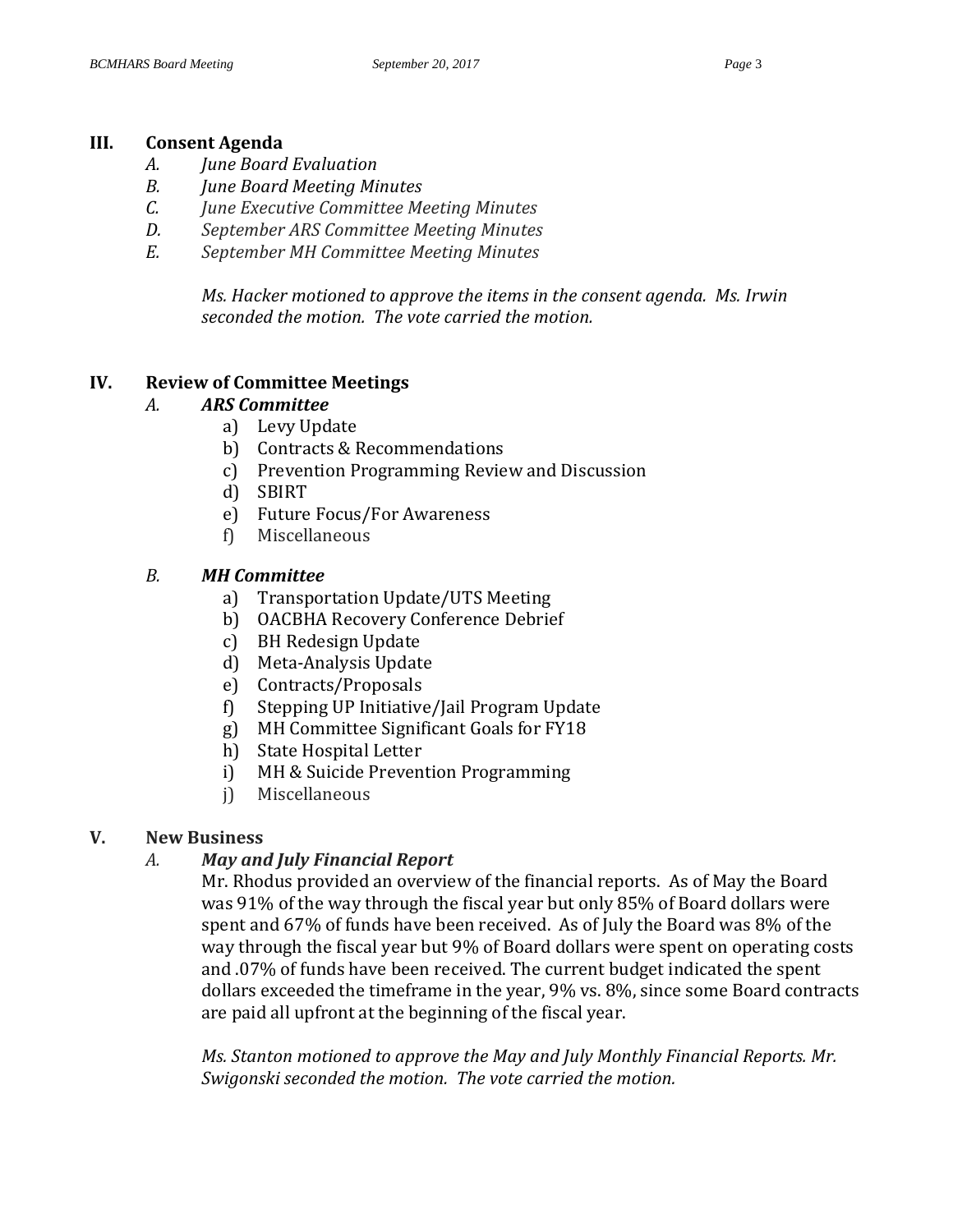## III. Consent Agenda

*A. June Board Evaluation*
*B. June Board Meeting Minutes*
*C. June Executive Committee Meeting Minutes*
*D. September ARS Committee Meeting Minutes*
*E. September MH Committee Meeting Minutes*

*Ms. Hacker motioned to approve the items in the consent agenda. Ms. Irwin seconded the motion. The vote carried the motion.*

## IV. Review of Committee Meetings

### *A. ARS Committee*

a) Levy Update
b) Contracts & Recommendations
c) Prevention Programming Review and Discussion
d) SBIRT
e) Future Focus/For Awareness
f) Miscellaneous

### *B. MH Committee*

a) Transportation Update/UTS Meeting
b) OACBHA Recovery Conference Debrief
c) BH Redesign Update
d) Meta-Analysis Update
e) Contracts/Proposals
f) Stepping UP Initiative/Jail Program Update
g) MH Committee Significant Goals for FY18
h) State Hospital Letter
i) MH & Suicide Prevention Programming
j) Miscellaneous

## V. New Business

### *A. May and July Financial Report*

Mr. Rhodus provided an overview of the financial reports. As of May the Board was 91% of the way through the fiscal year but only 85% of Board dollars were spent and 67% of funds have been received. As of July the Board was 8% of the way through the fiscal year but 9% of Board dollars were spent on operating costs and .07% of funds have been received. The current budget indicated the spent dollars exceeded the timeframe in the year, 9% vs. 8%, since some Board contracts are paid all upfront at the beginning of the fiscal year.

*Ms. Stanton motioned to approve the May and July Monthly Financial Reports. Mr. Swigonski seconded the motion. The vote carried the motion.*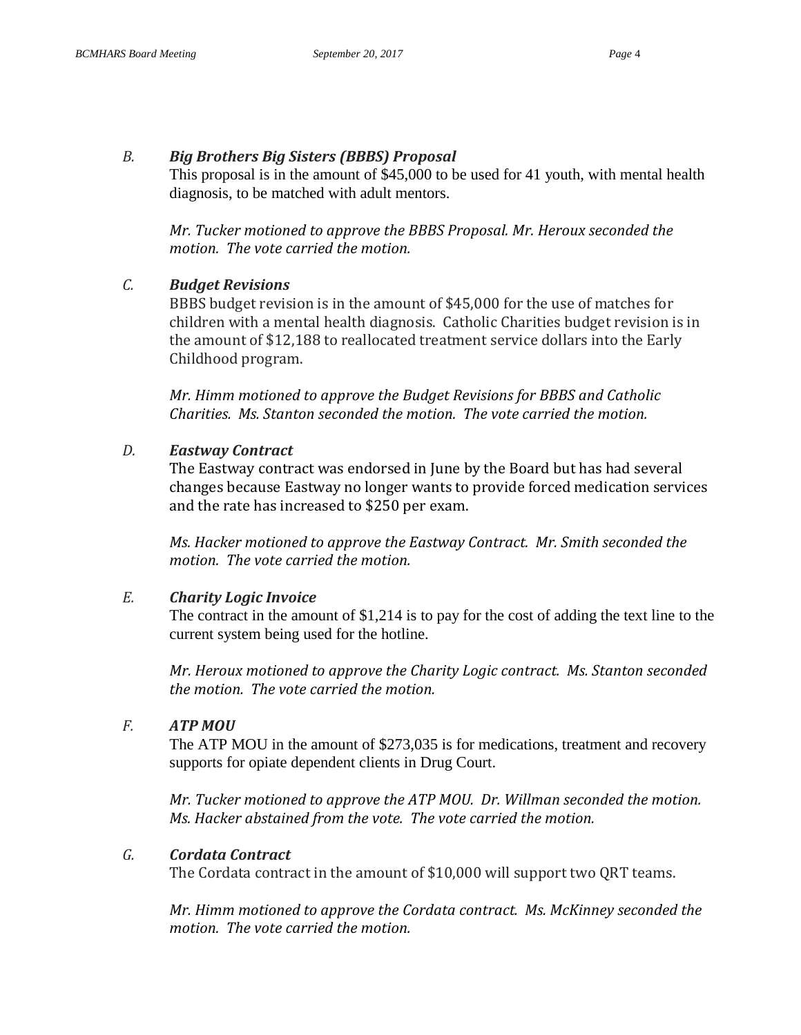### *B. Big Brothers Big Sisters (BBBS) Proposal*

This proposal is in the amount of $45,000 to be used for 41 youth, with mental health diagnosis, to be matched with adult mentors.

*Mr. Tucker motioned to approve the BBBS Proposal. Mr. Heroux seconded the motion. The vote carried the motion.*

### *C. Budget Revisions*

BBBS budget revision is in the amount of $45,000 for the use of matches for children with a mental health diagnosis. Catholic Charities budget revision is in the amount of $12,188 to reallocated treatment service dollars into the Early Childhood program.

*Mr. Himm motioned to approve the Budget Revisions for BBBS and Catholic Charities. Ms. Stanton seconded the motion. The vote carried the motion.*

### *D. Eastway Contract*

The Eastway contract was endorsed in June by the Board but has had several changes because Eastway no longer wants to provide forced medication services and the rate has increased to $250 per exam.

*Ms. Hacker motioned to approve the Eastway Contract. Mr. Smith seconded the motion. The vote carried the motion.*

### *E. Charity Logic Invoice*

The contract in the amount of $1,214 is to pay for the cost of adding the text line to the current system being used for the hotline.

*Mr. Heroux motioned to approve the Charity Logic contract. Ms. Stanton seconded the motion. The vote carried the motion.*

### *F. ATP MOU*

The ATP MOU in the amount of $273,035 is for medications, treatment and recovery supports for opiate dependent clients in Drug Court.

*Mr. Tucker motioned to approve the ATP MOU. Dr. Willman seconded the motion. Ms. Hacker abstained from the vote. The vote carried the motion.*

### *G. Cordata Contract*

The Cordata contract in the amount of $10,000 will support two QRT teams.

*Mr. Himm motioned to approve the Cordata contract. Ms. McKinney seconded the motion. The vote carried the motion.*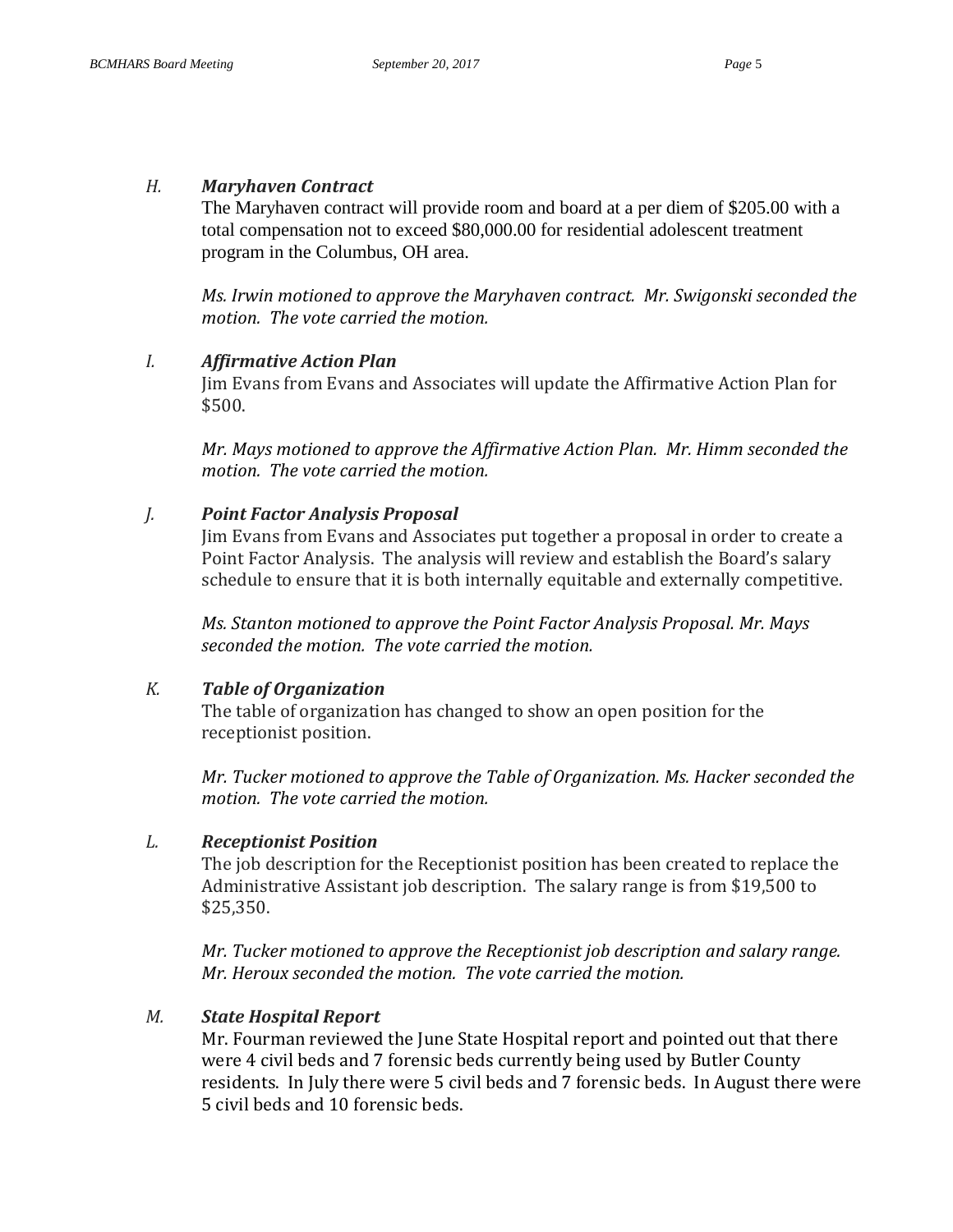*H.* ***Maryhaven Contract***

The Maryhaven contract will provide room and board at a per diem of $205.00 with a total compensation not to exceed $80,000.00 for residential adolescent treatment program in the Columbus, OH area.

*Ms. Irwin motioned to approve the Maryhaven contract. Mr. Swigonski seconded the motion. The vote carried the motion.*

*I.* ***Affirmative Action Plan***

Jim Evans from Evans and Associates will update the Affirmative Action Plan for $500.

*Mr. Mays motioned to approve the Affirmative Action Plan. Mr. Himm seconded the motion. The vote carried the motion.*

*J.* ***Point Factor Analysis Proposal***

Jim Evans from Evans and Associates put together a proposal in order to create a Point Factor Analysis. The analysis will review and establish the Board's salary schedule to ensure that it is both internally equitable and externally competitive.

*Ms. Stanton motioned to approve the Point Factor Analysis Proposal. Mr. Mays seconded the motion. The vote carried the motion.*

*K.* ***Table of Organization***

The table of organization has changed to show an open position for the receptionist position.

*Mr. Tucker motioned to approve the Table of Organization. Ms. Hacker seconded the motion. The vote carried the motion.*

*L.* ***Receptionist Position***

The job description for the Receptionist position has been created to replace the Administrative Assistant job description. The salary range is from $19,500 to $25,350.

*Mr. Tucker motioned to approve the Receptionist job description and salary range. Mr. Heroux seconded the motion. The vote carried the motion.*

*M.* ***State Hospital Report***

Mr. Fourman reviewed the June State Hospital report and pointed out that there were 4 civil beds and 7 forensic beds currently being used by Butler County residents. In July there were 5 civil beds and 7 forensic beds. In August there were 5 civil beds and 10 forensic beds.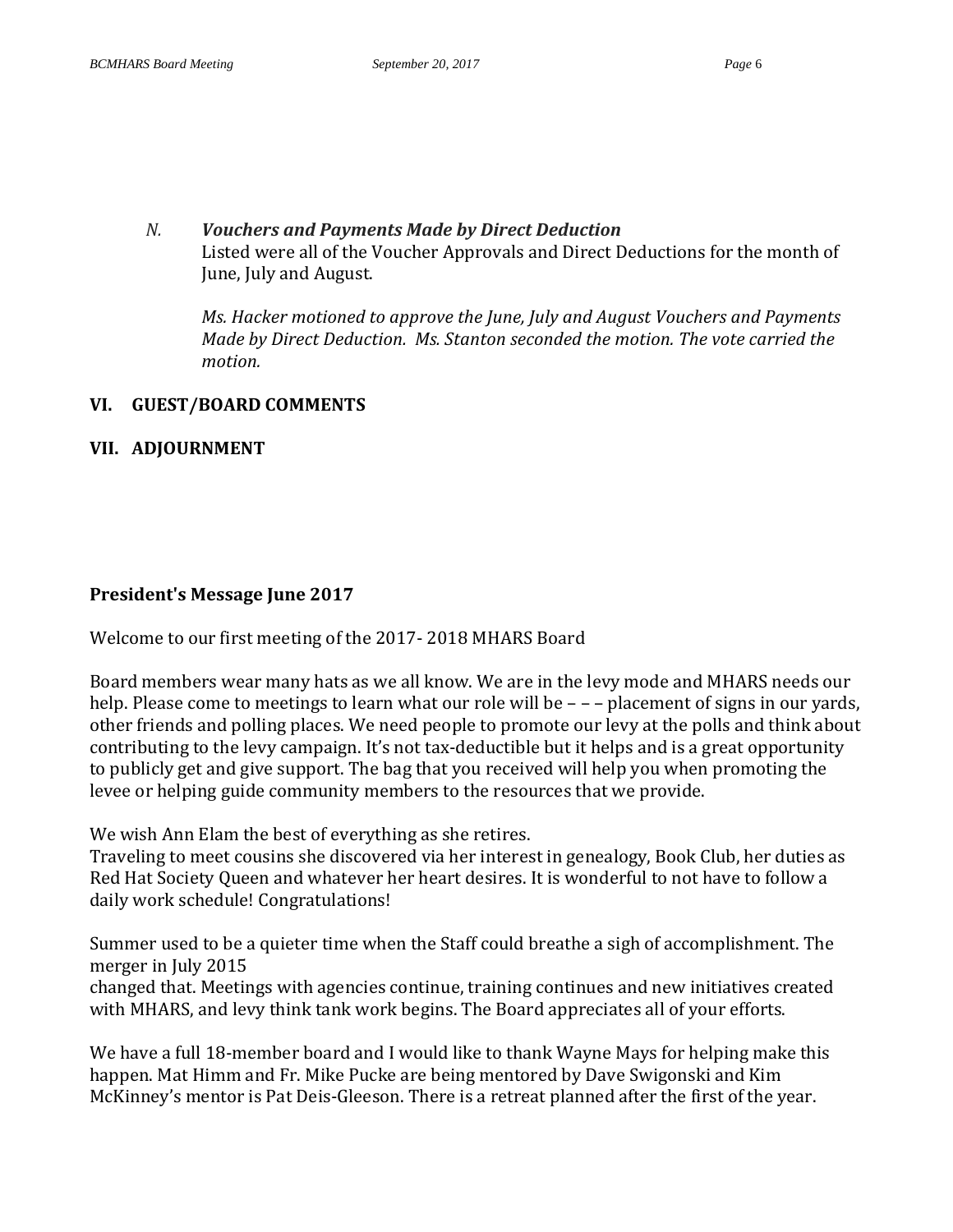*N.* ***Vouchers and Payments Made by Direct Deduction***

Listed were all of the Voucher Approvals and Direct Deductions for the month of June, July and August.

*Ms. Hacker motioned to approve the June, July and August Vouchers and Payments Made by Direct Deduction. Ms. Stanton seconded the motion. The vote carried the motion.*

## VI. GUEST/BOARD COMMENTS

## VII. ADJOURNMENT

**President's Message June 2017**

Welcome to our first meeting of the 2017- 2018 MHARS Board

Board members wear many hats as we all know. We are in the levy mode and MHARS needs our help. Please come to meetings to learn what our role will be – – – placement of signs in our yards, other friends and polling places. We need people to promote our levy at the polls and think about contributing to the levy campaign. It's not tax-deductible but it helps and is a great opportunity to publicly get and give support. The bag that you received will help you when promoting the levee or helping guide community members to the resources that we provide.

We wish Ann Elam the best of everything as she retires.
Traveling to meet cousins she discovered via her interest in genealogy, Book Club, her duties as Red Hat Society Queen and whatever her heart desires. It is wonderful to not have to follow a daily work schedule! Congratulations!

Summer used to be a quieter time when the Staff could breathe a sigh of accomplishment. The merger in July 2015
changed that. Meetings with agencies continue, training continues and new initiatives created with MHARS, and levy think tank work begins. The Board appreciates all of your efforts.

We have a full 18-member board and I would like to thank Wayne Mays for helping make this happen. Mat Himm and Fr. Mike Pucke are being mentored by Dave Swigonski and Kim McKinney's mentor is Pat Deis-Gleeson. There is a retreat planned after the first of the year.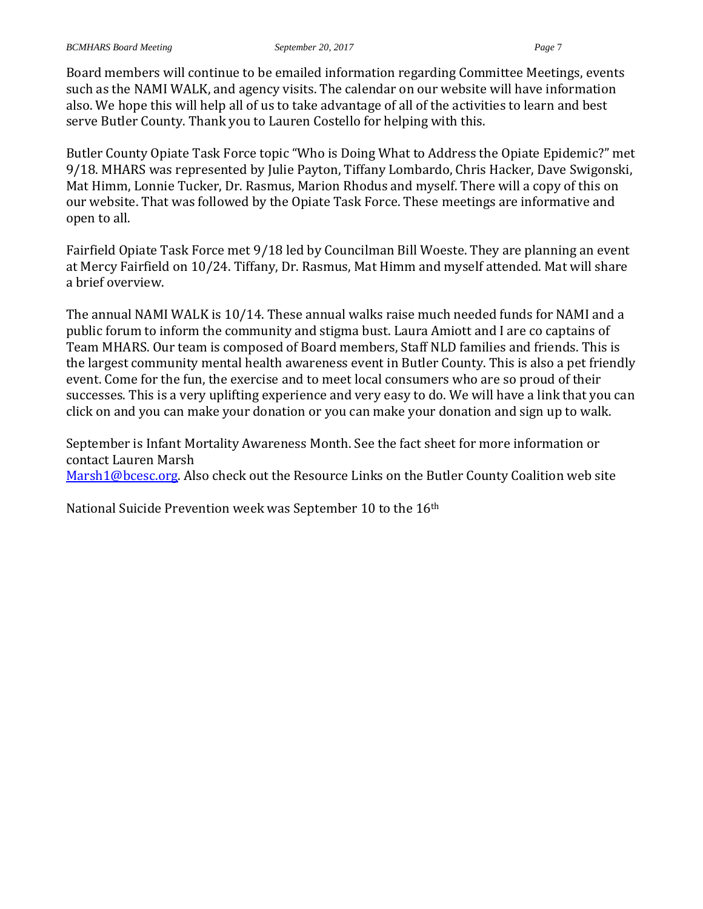Board members will continue to be emailed information regarding Committee Meetings, events such as the NAMI WALK, and agency visits. The calendar on our website will have information also. We hope this will help all of us to take advantage of all of the activities to learn and best serve Butler County. Thank you to Lauren Costello for helping with this.

Butler County Opiate Task Force topic "Who is Doing What to Address the Opiate Epidemic?" met 9/18. MHARS was represented by Julie Payton, Tiffany Lombardo, Chris Hacker, Dave Swigonski, Mat Himm, Lonnie Tucker, Dr. Rasmus, Marion Rhodus and myself. There will a copy of this on our website. That was followed by the Opiate Task Force. These meetings are informative and open to all.

Fairfield Opiate Task Force met 9/18 led by Councilman Bill Woeste. They are planning an event at Mercy Fairfield on 10/24. Tiffany, Dr. Rasmus, Mat Himm and myself attended. Mat will share a brief overview.

The annual NAMI WALK is 10/14. These annual walks raise much needed funds for NAMI and a public forum to inform the community and stigma bust. Laura Amiott and I are co captains of Team MHARS. Our team is composed of Board members, Staff NLD families and friends. This is the largest community mental health awareness event in Butler County. This is also a pet friendly event. Come for the fun, the exercise and to meet local consumers who are so proud of their successes. This is a very uplifting experience and very easy to do. We will have a link that you can click on and you can make your donation or you can make your donation and sign up to walk.

September is Infant Mortality Awareness Month. See the fact sheet for more information or contact Lauren Marsh
Marsh1@bcesc.org. Also check out the Resource Links on the Butler County Coalition web site

National Suicide Prevention week was September 10 to the 16th